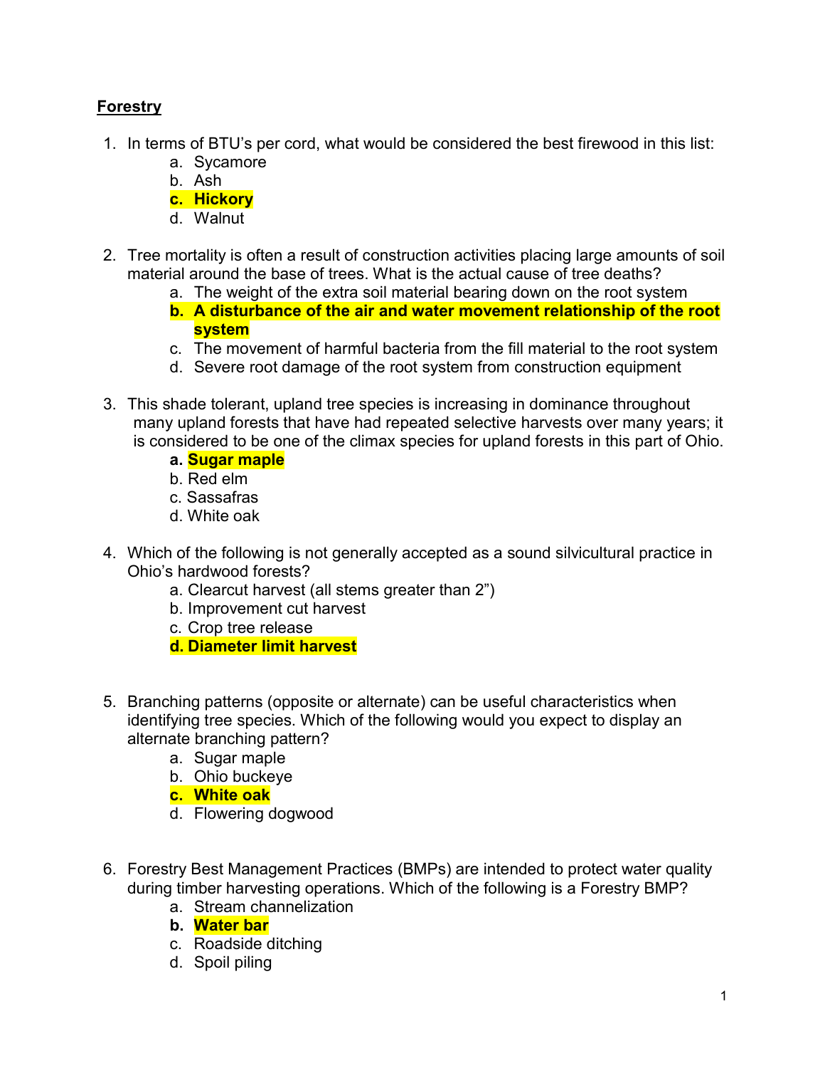## Forestry

1. In terms of BTU's per cord, what would be considered the best firewood in this list:
   a. Sycamore
   b. Ash
   **c. Hickory**
   d. Walnut

2. Tree mortality is often a result of construction activities placing large amounts of soil material around the base of trees. What is the actual cause of tree deaths?
   a. The weight of the extra soil material bearing down on the root system
   **b. A disturbance of the air and water movement relationship of the root system**
   c. The movement of harmful bacteria from the fill material to the root system
   d. Severe root damage of the root system from construction equipment

3. This shade tolerant, upland tree species is increasing in dominance throughout many upland forests that have had repeated selective harvests over many years; it is considered to be one of the climax species for upland forests in this part of Ohio.
   **a. Sugar maple**
   b. Red elm
   c. Sassafras
   d. White oak

4. Which of the following is not generally accepted as a sound silvicultural practice in Ohio's hardwood forests?
   a. Clearcut harvest (all stems greater than 2")
   b. Improvement cut harvest
   c. Crop tree release
   **d. Diameter limit harvest**

5. Branching patterns (opposite or alternate) can be useful characteristics when identifying tree species. Which of the following would you expect to display an alternate branching pattern?
   a. Sugar maple
   b. Ohio buckeye
   **c. White oak**
   d. Flowering dogwood

6. Forestry Best Management Practices (BMPs) are intended to protect water quality during timber harvesting operations. Which of the following is a Forestry BMP?
   a. Stream channelization
   **b. Water bar**
   c. Roadside ditching
   d. Spoil piling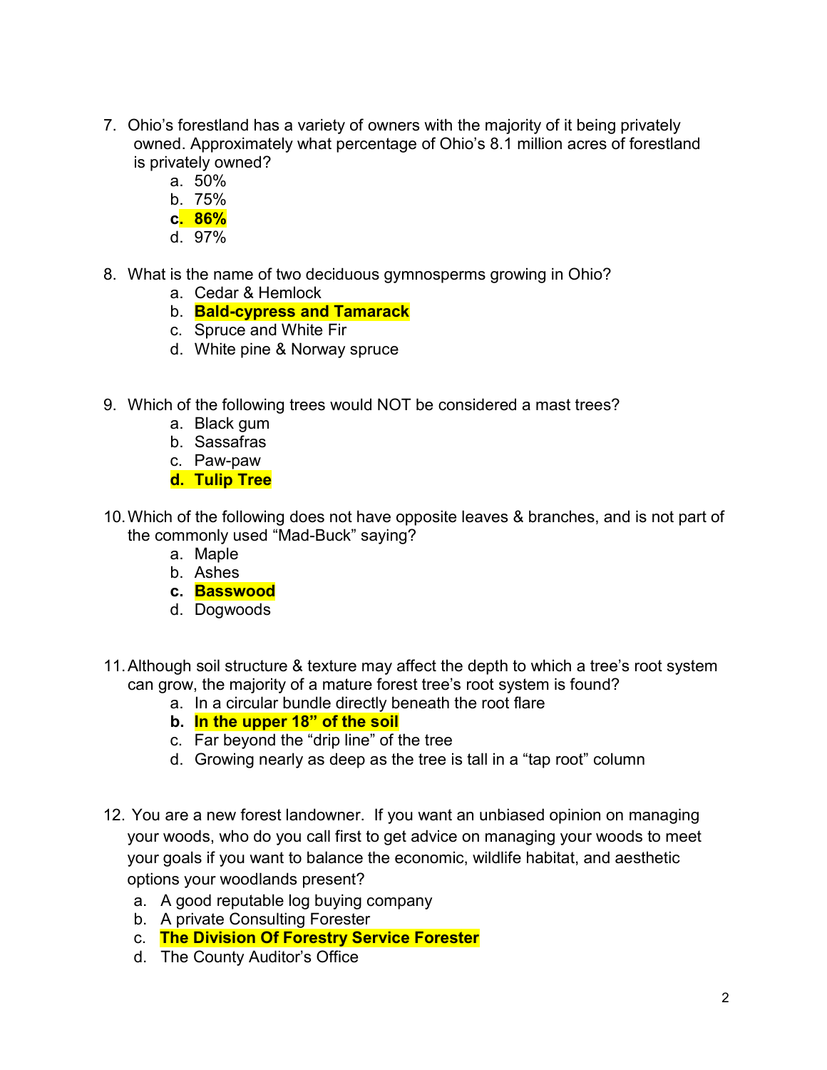7. Ohio's forestland has a variety of owners with the majority of it being privately owned. Approximately what percentage of Ohio's 8.1 million acres of forestland is privately owned?
    a. 50%
    b. 75%
    c. **86%**
    d. 97%

8. What is the name of two deciduous gymnosperms growing in Ohio?
    a. Cedar & Hemlock
    b. **Bald-cypress and Tamarack**
    c. Spruce and White Fir
    d. White pine & Norway spruce

9. Which of the following trees would NOT be considered a mast trees?
    a. Black gum
    b. Sassafras
    c. Paw-paw
    d. **Tulip Tree**

10. Which of the following does not have opposite leaves & branches, and is not part of the commonly used "Mad-Buck" saying?
    a. Maple
    b. Ashes
    c. **Basswood**
    d. Dogwoods

11. Although soil structure & texture may affect the depth to which a tree's root system can grow, the majority of a mature forest tree's root system is found?
    a. In a circular bundle directly beneath the root flare
    b. **In the upper 18" of the soil**
    c. Far beyond the "drip line" of the tree
    d. Growing nearly as deep as the tree is tall in a "tap root" column

12. You are a new forest landowner. If you want an unbiased opinion on managing your woods, who do you call first to get advice on managing your woods to meet your goals if you want to balance the economic, wildlife habitat, and aesthetic options your woodlands present?
    a. A good reputable log buying company
    b. A private Consulting Forester
    c. **The Division Of Forestry Service Forester**
    d. The County Auditor's Office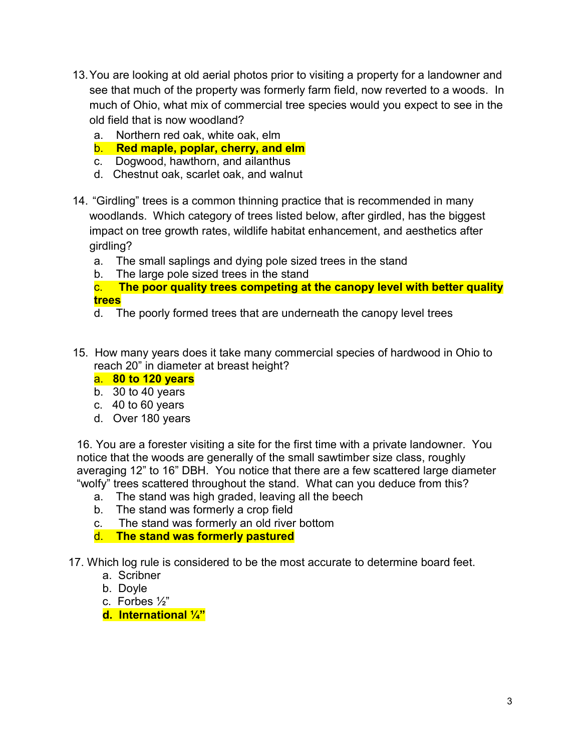13. You are looking at old aerial photos prior to visiting a property for a landowner and see that much of the property was formerly farm field, now reverted to a woods. In much of Ohio, what mix of commercial tree species would you expect to see in the old field that is now woodland?
    a. Northern red oak, white oak, elm
    b. **Red maple, poplar, cherry, and elm**
    c. Dogwood, hawthorn, and ailanthus
    d. Chestnut oak, scarlet oak, and walnut

14. "Girdling" trees is a common thinning practice that is recommended in many woodlands. Which category of trees listed below, after girdled, has the biggest impact on tree growth rates, wildlife habitat enhancement, and aesthetics after girdling?
    a. The small saplings and dying pole sized trees in the stand
    b. The large pole sized trees in the stand
    c. **The poor quality trees competing at the canopy level with better quality trees**
    d. The poorly formed trees that are underneath the canopy level trees

15. How many years does it take many commercial species of hardwood in Ohio to reach 20" in diameter at breast height?
    a. **80 to 120 years**
    b. 30 to 40 years
    c. 40 to 60 years
    d. Over 180 years

16. You are a forester visiting a site for the first time with a private landowner. You notice that the woods are generally of the small sawtimber size class, roughly averaging 12" to 16" DBH. You notice that there are a few scattered large diameter "wolfy" trees scattered throughout the stand. What can you deduce from this?
    a. The stand was high graded, leaving all the beech
    b. The stand was formerly a crop field
    c. The stand was formerly an old river bottom
    d. **The stand was formerly pastured**

17. Which log rule is considered to be the most accurate to determine board feet.
    a. Scribner
    b. Doyle
    c. Forbes ½"
    d. **International ¼"**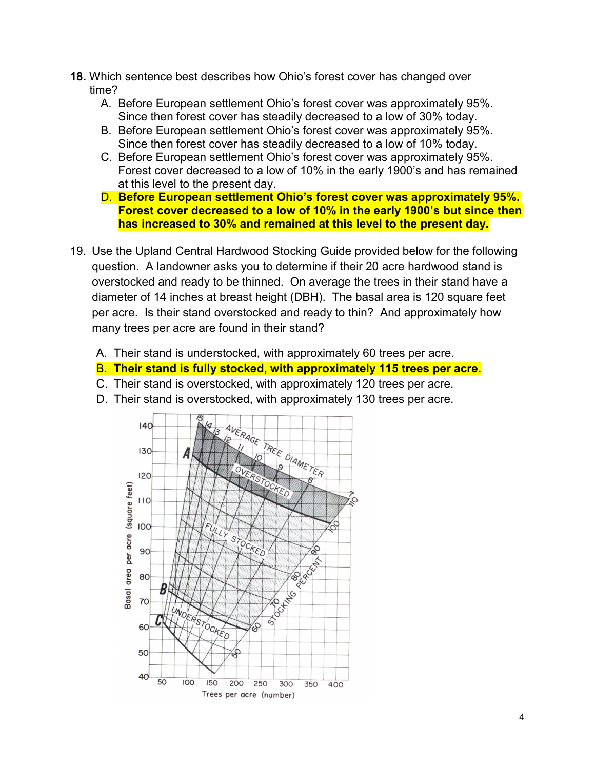**18.** Which sentence best describes how Ohio's forest cover has changed over time?

A. Before European settlement Ohio's forest cover was approximately 95%. Since then forest cover has steadily decreased to a low of 30% today.

B. Before European settlement Ohio's forest cover was approximately 95%. Since then forest cover has steadily decreased to a low of 10% today.

C. Before European settlement Ohio's forest cover was approximately 95%. Forest cover decreased to a low of 10% in the early 1900's and has remained at this level to the present day.

D. **Before European settlement Ohio's forest cover was approximately 95%. Forest cover decreased to a low of 10% in the early 1900's but since then has increased to 30% and remained at this level to the present day.**

19. Use the Upland Central Hardwood Stocking Guide provided below for the following question. A landowner asks you to determine if their 20 acre hardwood stand is overstocked and ready to be thinned. On average the trees in their stand have a diameter of 14 inches at breast height (DBH). The basal area is 120 square feet per acre. Is their stand overstocked and ready to thin? And approximately how many trees per acre are found in their stand?

A. Their stand is understocked, with approximately 60 trees per acre.

B. **Their stand is fully stocked, with approximately 115 trees per acre.**

C. Their stand is overstocked, with approximately 120 trees per acre.

D. Their stand is overstocked, with approximately 130 trees per acre.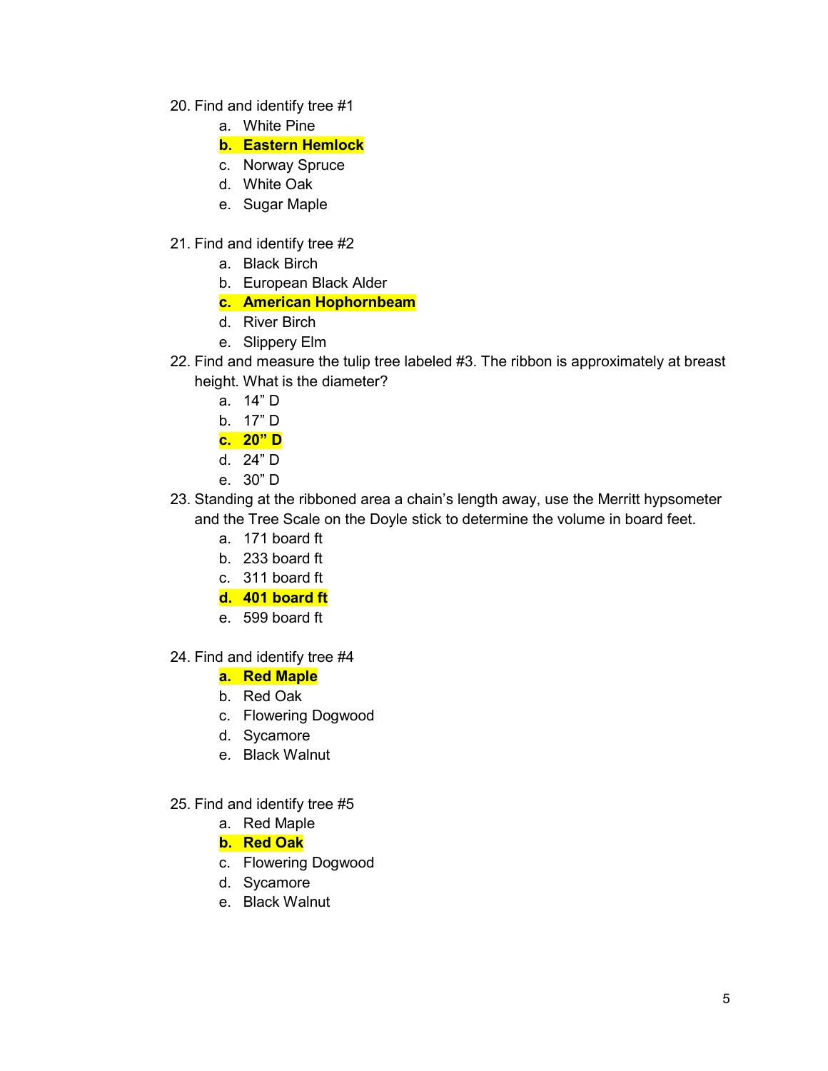20. Find and identify tree #1
    a. White Pine
    **b. Eastern Hemlock**
    c. Norway Spruce
    d. White Oak
    e. Sugar Maple

21. Find and identify tree #2
    a. Black Birch
    b. European Black Alder
    **c. American Hophornbeam**
    d. River Birch
    e. Slippery Elm

22. Find and measure the tulip tree labeled #3. The ribbon is approximately at breast height. What is the diameter?
    a. 14” D
    b. 17” D
    **c. 20” D**
    d. 24” D
    e. 30” D

23. Standing at the ribboned area a chain’s length away, use the Merritt hypsometer and the Tree Scale on the Doyle stick to determine the volume in board feet.
    a. 171 board ft
    b. 233 board ft
    c. 311 board ft
    **d. 401 board ft**
    e. 599 board ft

24. Find and identify tree #4
    **a. Red Maple**
    b. Red Oak
    c. Flowering Dogwood
    d. Sycamore
    e. Black Walnut

25. Find and identify tree #5
    a. Red Maple
    **b. Red Oak**
    c. Flowering Dogwood
    d. Sycamore
    e. Black Walnut